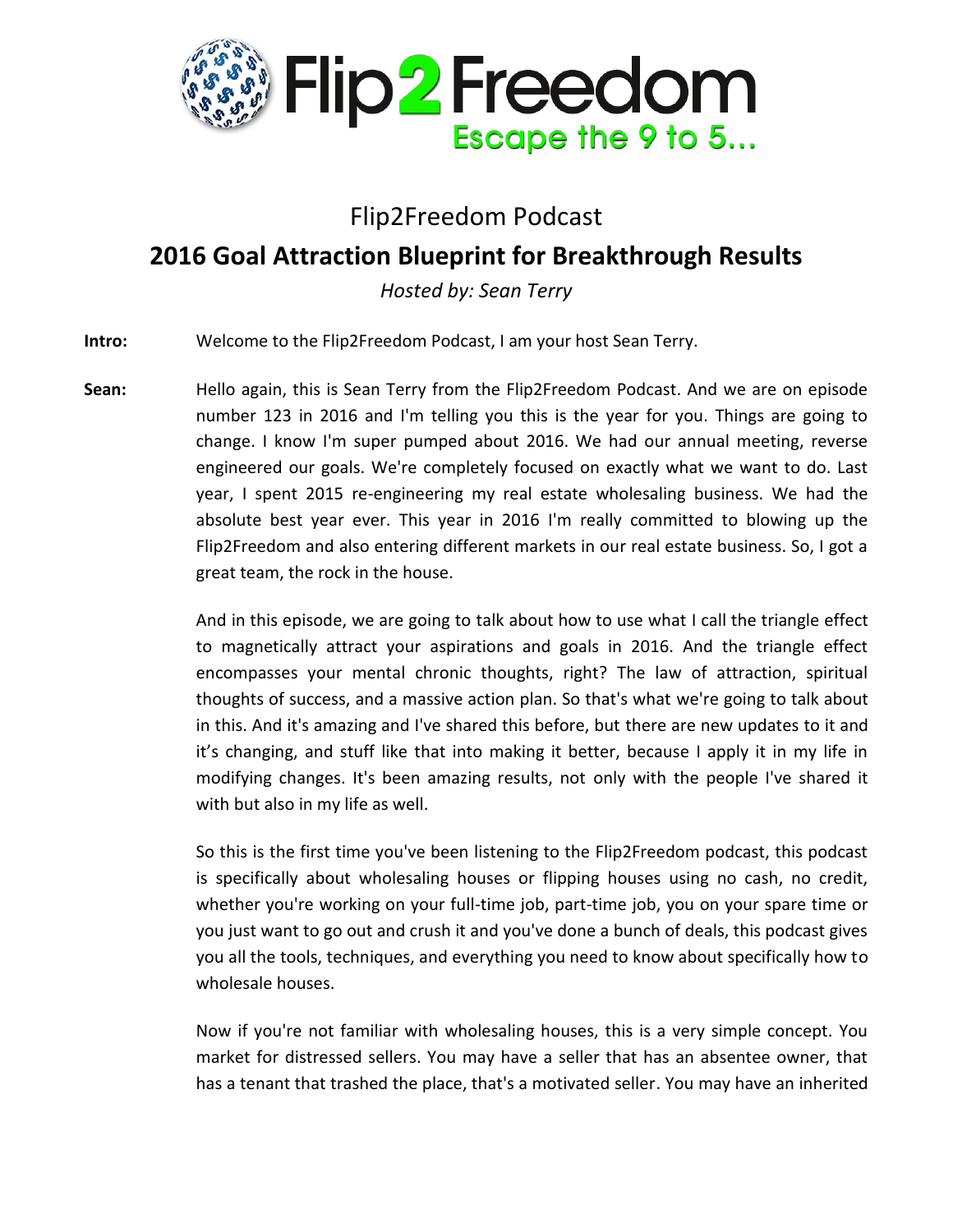Flip2Freedom Podcast

# 2016 Goal Attraction Blueprint for Breakthrough Results

*Hosted by: Sean Terry*

**Intro:** Welcome to the Flip2Freedom Podcast, I am your host Sean Terry.

**Sean:** Hello again, this is Sean Terry from the Flip2Freedom Podcast. And we are on episode number 123 in 2016 and I'm telling you this is the year for you. Things are going to change. I know I'm super pumped about 2016. We had our annual meeting, reverse engineered our goals. We're completely focused on exactly what we want to do. Last year, I spent 2015 re-engineering my real estate wholesaling business. We had the absolute best year ever. This year in 2016 I'm really committed to blowing up the Flip2Freedom and also entering different markets in our real estate business. So, I got a great team, the rock in the house.

And in this episode, we are going to talk about how to use what I call the triangle effect to magnetically attract your aspirations and goals in 2016. And the triangle effect encompasses your mental chronic thoughts, right? The law of attraction, spiritual thoughts of success, and a massive action plan. So that's what we're going to talk about in this. And it's amazing and I've shared this before, but there are new updates to it and it's changing, and stuff like that into making it better, because I apply it in my life in modifying changes. It's been amazing results, not only with the people I've shared it with but also in my life as well.

So this is the first time you've been listening to the Flip2Freedom podcast, this podcast is specifically about wholesaling houses or flipping houses using no cash, no credit, whether you're working on your full-time job, part-time job, you on your spare time or you just want to go out and crush it and you've done a bunch of deals, this podcast gives you all the tools, techniques, and everything you need to know about specifically how to wholesale houses.

Now if you're not familiar with wholesaling houses, this is a very simple concept. You market for distressed sellers. You may have a seller that has an absentee owner, that has a tenant that trashed the place, that's a motivated seller. You may have an inherited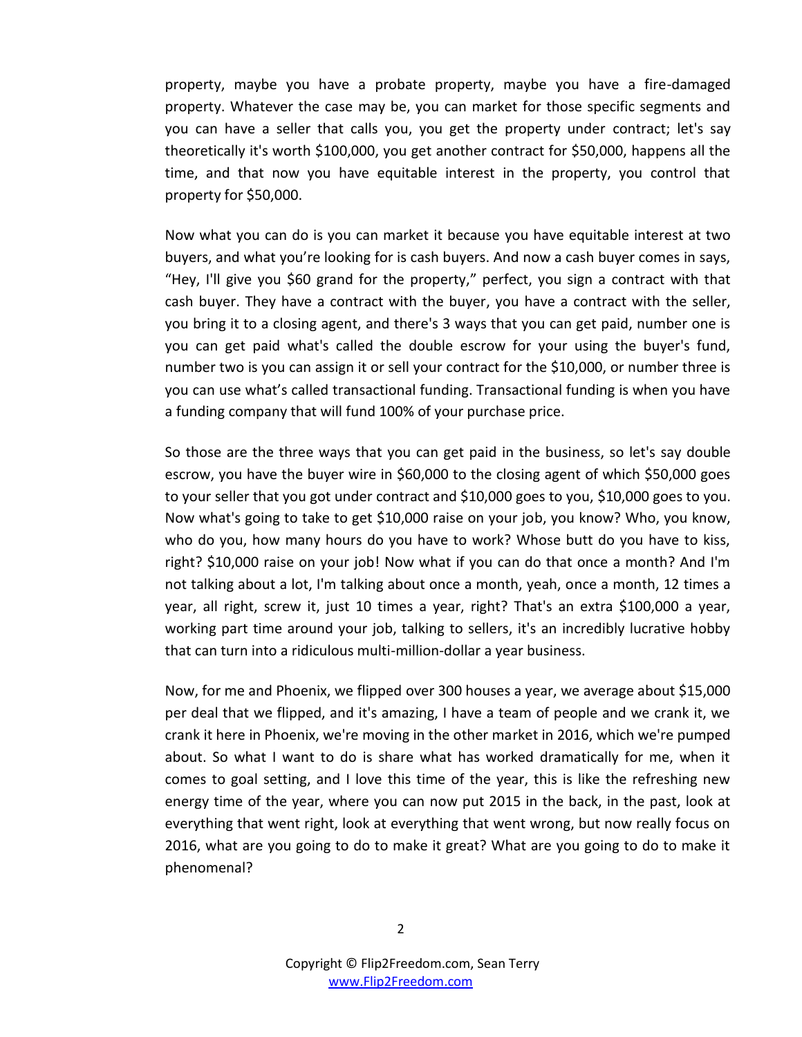property, maybe you have a probate property, maybe you have a fire-damaged property. Whatever the case may be, you can market for those specific segments and you can have a seller that calls you, you get the property under contract; let's say theoretically it's worth $100,000, you get another contract for $50,000, happens all the time, and that now you have equitable interest in the property, you control that property for $50,000.

Now what you can do is you can market it because you have equitable interest at two buyers, and what you're looking for is cash buyers. And now a cash buyer comes in says, "Hey, I'll give you $60 grand for the property," perfect, you sign a contract with that cash buyer. They have a contract with the buyer, you have a contract with the seller, you bring it to a closing agent, and there's 3 ways that you can get paid, number one is you can get paid what's called the double escrow for your using the buyer's fund, number two is you can assign it or sell your contract for the $10,000, or number three is you can use what's called transactional funding. Transactional funding is when you have a funding company that will fund 100% of your purchase price.

So those are the three ways that you can get paid in the business, so let's say double escrow, you have the buyer wire in $60,000 to the closing agent of which $50,000 goes to your seller that you got under contract and $10,000 goes to you, $10,000 goes to you. Now what's going to take to get $10,000 raise on your job, you know? Who, you know, who do you, how many hours do you have to work? Whose butt do you have to kiss, right? $10,000 raise on your job! Now what if you can do that once a month? And I'm not talking about a lot, I'm talking about once a month, yeah, once a month, 12 times a year, all right, screw it, just 10 times a year, right? That's an extra $100,000 a year, working part time around your job, talking to sellers, it's an incredibly lucrative hobby that can turn into a ridiculous multi-million-dollar a year business.

Now, for me and Phoenix, we flipped over 300 houses a year, we average about $15,000 per deal that we flipped, and it's amazing, I have a team of people and we crank it, we crank it here in Phoenix, we're moving in the other market in 2016, which we're pumped about. So what I want to do is share what has worked dramatically for me, when it comes to goal setting, and I love this time of the year, this is like the refreshing new energy time of the year, where you can now put 2015 in the back, in the past, look at everything that went right, look at everything that went wrong, but now really focus on 2016, what are you going to do to make it great? What are you going to do to make it phenomenal?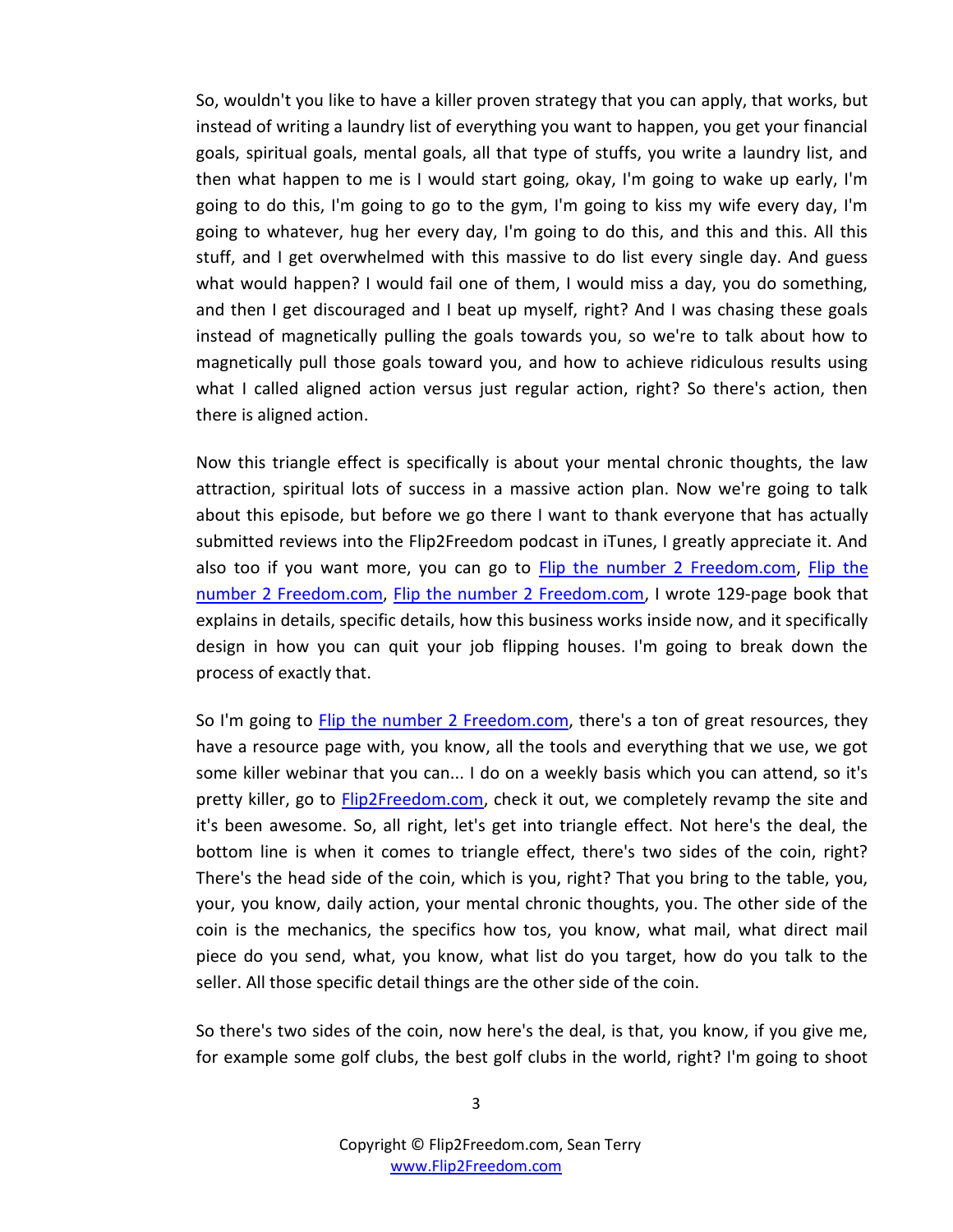So, wouldn't you like to have a killer proven strategy that you can apply, that works, but instead of writing a laundry list of everything you want to happen, you get your financial goals, spiritual goals, mental goals, all that type of stuffs, you write a laundry list, and then what happen to me is I would start going, okay, I'm going to wake up early, I'm going to do this, I'm going to go to the gym, I'm going to kiss my wife every day, I'm going to whatever, hug her every day, I'm going to do this, and this and this. All this stuff, and I get overwhelmed with this massive to do list every single day. And guess what would happen? I would fail one of them, I would miss a day, you do something, and then I get discouraged and I beat up myself, right? And I was chasing these goals instead of magnetically pulling the goals towards you, so we're to talk about how to magnetically pull those goals toward you, and how to achieve ridiculous results using what I called aligned action versus just regular action, right? So there's action, then there is aligned action.

Now this triangle effect is specifically is about your mental chronic thoughts, the law attraction, spiritual lots of success in a massive action plan. Now we're going to talk about this episode, but before we go there I want to thank everyone that has actually submitted reviews into the Flip2Freedom podcast in iTunes, I greatly appreciate it. And also too if you want more, you can go to [Flip the number 2 Freedom.com](#), [Flip the number 2 Freedom.com](#), [Flip the number 2 Freedom.com](#), I wrote 129-page book that explains in details, specific details, how this business works inside now, and it specifically design in how you can quit your job flipping houses. I'm going to break down the process of exactly that.

So I'm going to [Flip the number 2 Freedom.com](#), there's a ton of great resources, they have a resource page with, you know, all the tools and everything that we use, we got some killer webinar that you can... I do on a weekly basis which you can attend, so it's pretty killer, go to [Flip2Freedom.com](#), check it out, we completely revamp the site and it's been awesome. So, all right, let's get into triangle effect. Not here's the deal, the bottom line is when it comes to triangle effect, there's two sides of the coin, right? There's the head side of the coin, which is you, right? That you bring to the table, you, your, you know, daily action, your mental chronic thoughts, you. The other side of the coin is the mechanics, the specifics how tos, you know, what mail, what direct mail piece do you send, what, you know, what list do you target, how do you talk to the seller. All those specific detail things are the other side of the coin.

So there's two sides of the coin, now here's the deal, is that, you know, if you give me, for example some golf clubs, the best golf clubs in the world, right? I'm going to shoot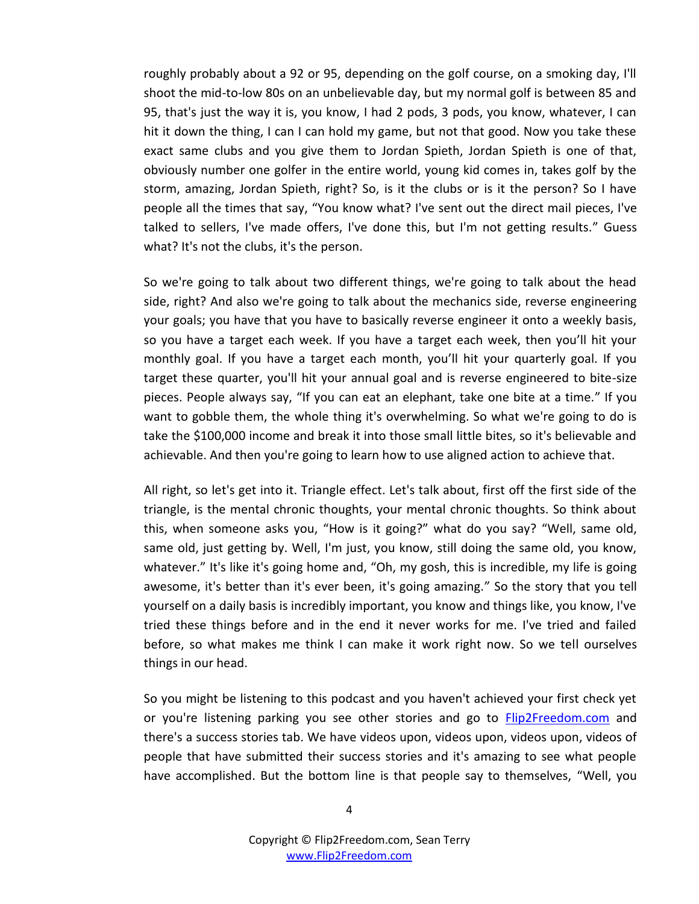roughly probably about a 92 or 95, depending on the golf course, on a smoking day, I'll shoot the mid-to-low 80s on an unbelievable day, but my normal golf is between 85 and 95, that's just the way it is, you know, I had 2 pods, 3 pods, you know, whatever, I can hit it down the thing, I can I can hold my game, but not that good. Now you take these exact same clubs and you give them to Jordan Spieth, Jordan Spieth is one of that, obviously number one golfer in the entire world, young kid comes in, takes golf by the storm, amazing, Jordan Spieth, right? So, is it the clubs or is it the person? So I have people all the times that say, "You know what? I've sent out the direct mail pieces, I've talked to sellers, I've made offers, I've done this, but I'm not getting results." Guess what? It's not the clubs, it's the person.

So we're going to talk about two different things, we're going to talk about the head side, right? And also we're going to talk about the mechanics side, reverse engineering your goals; you have that you have to basically reverse engineer it onto a weekly basis, so you have a target each week. If you have a target each week, then you'll hit your monthly goal. If you have a target each month, you'll hit your quarterly goal. If you target these quarter, you'll hit your annual goal and is reverse engineered to bite-size pieces. People always say, "If you can eat an elephant, take one bite at a time." If you want to gobble them, the whole thing it's overwhelming. So what we're going to do is take the $100,000 income and break it into those small little bites, so it's believable and achievable. And then you're going to learn how to use aligned action to achieve that.

All right, so let's get into it. Triangle effect. Let's talk about, first off the first side of the triangle, is the mental chronic thoughts, your mental chronic thoughts. So think about this, when someone asks you, "How is it going?" what do you say? "Well, same old, same old, just getting by. Well, I'm just, you know, still doing the same old, you know, whatever." It's like it's going home and, "Oh, my gosh, this is incredible, my life is going awesome, it's better than it's ever been, it's going amazing." So the story that you tell yourself on a daily basis is incredibly important, you know and things like, you know, I've tried these things before and in the end it never works for me. I've tried and failed before, so what makes me think I can make it work right now. So we tell ourselves things in our head.

So you might be listening to this podcast and you haven't achieved your first check yet or you're listening parking you see other stories and go to [Flip2Freedom.com](http://Flip2Freedom.com) and there's a success stories tab. We have videos upon, videos upon, videos upon, videos of people that have submitted their success stories and it's amazing to see what people have accomplished. But the bottom line is that people say to themselves, "Well, you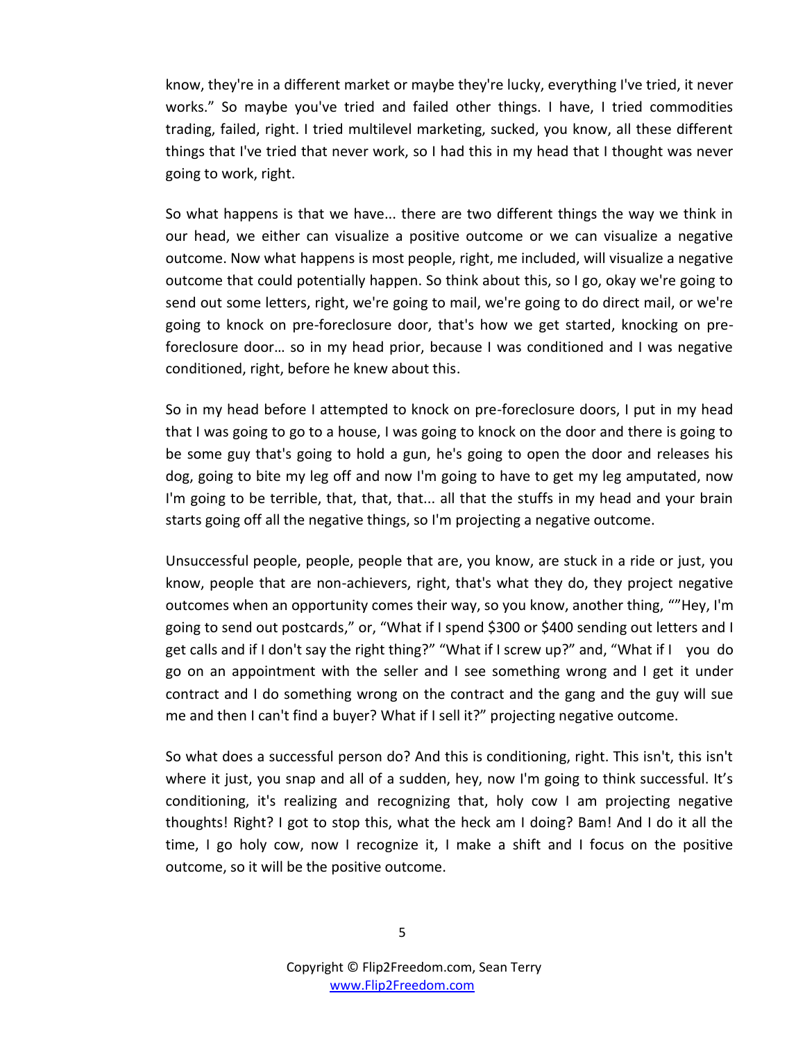know, they're in a different market or maybe they're lucky, everything I've tried, it never works." So maybe you've tried and failed other things. I have, I tried commodities trading, failed, right. I tried multilevel marketing, sucked, you know, all these different things that I've tried that never work, so I had this in my head that I thought was never going to work, right.

So what happens is that we have... there are two different things the way we think in our head, we either can visualize a positive outcome or we can visualize a negative outcome. Now what happens is most people, right, me included, will visualize a negative outcome that could potentially happen. So think about this, so I go, okay we're going to send out some letters, right, we're going to mail, we're going to do direct mail, or we're going to knock on pre-foreclosure door, that's how we get started, knocking on pre-foreclosure door… so in my head prior, because I was conditioned and I was negative conditioned, right, before he knew about this.

So in my head before I attempted to knock on pre-foreclosure doors, I put in my head that I was going to go to a house, I was going to knock on the door and there is going to be some guy that's going to hold a gun, he's going to open the door and releases his dog, going to bite my leg off and now I'm going to have to get my leg amputated, now I'm going to be terrible, that, that, that... all that the stuffs in my head and your brain starts going off all the negative things, so I'm projecting a negative outcome.

Unsuccessful people, people, people that are, you know, are stuck in a ride or just, you know, people that are non-achievers, right, that's what they do, they project negative outcomes when an opportunity comes their way, so you know, another thing, ""Hey, I'm going to send out postcards," or, "What if I spend $300 or $400 sending out letters and I get calls and if I don't say the right thing?" "What if I screw up?" and, "What if I you do go on an appointment with the seller and I see something wrong and I get it under contract and I do something wrong on the contract and the gang and the guy will sue me and then I can't find a buyer? What if I sell it?" projecting negative outcome.

So what does a successful person do? And this is conditioning, right. This isn't, this isn't where it just, you snap and all of a sudden, hey, now I'm going to think successful. It's conditioning, it's realizing and recognizing that, holy cow I am projecting negative thoughts! Right? I got to stop this, what the heck am I doing? Bam! And I do it all the time, I go holy cow, now I recognize it, I make a shift and I focus on the positive outcome, so it will be the positive outcome.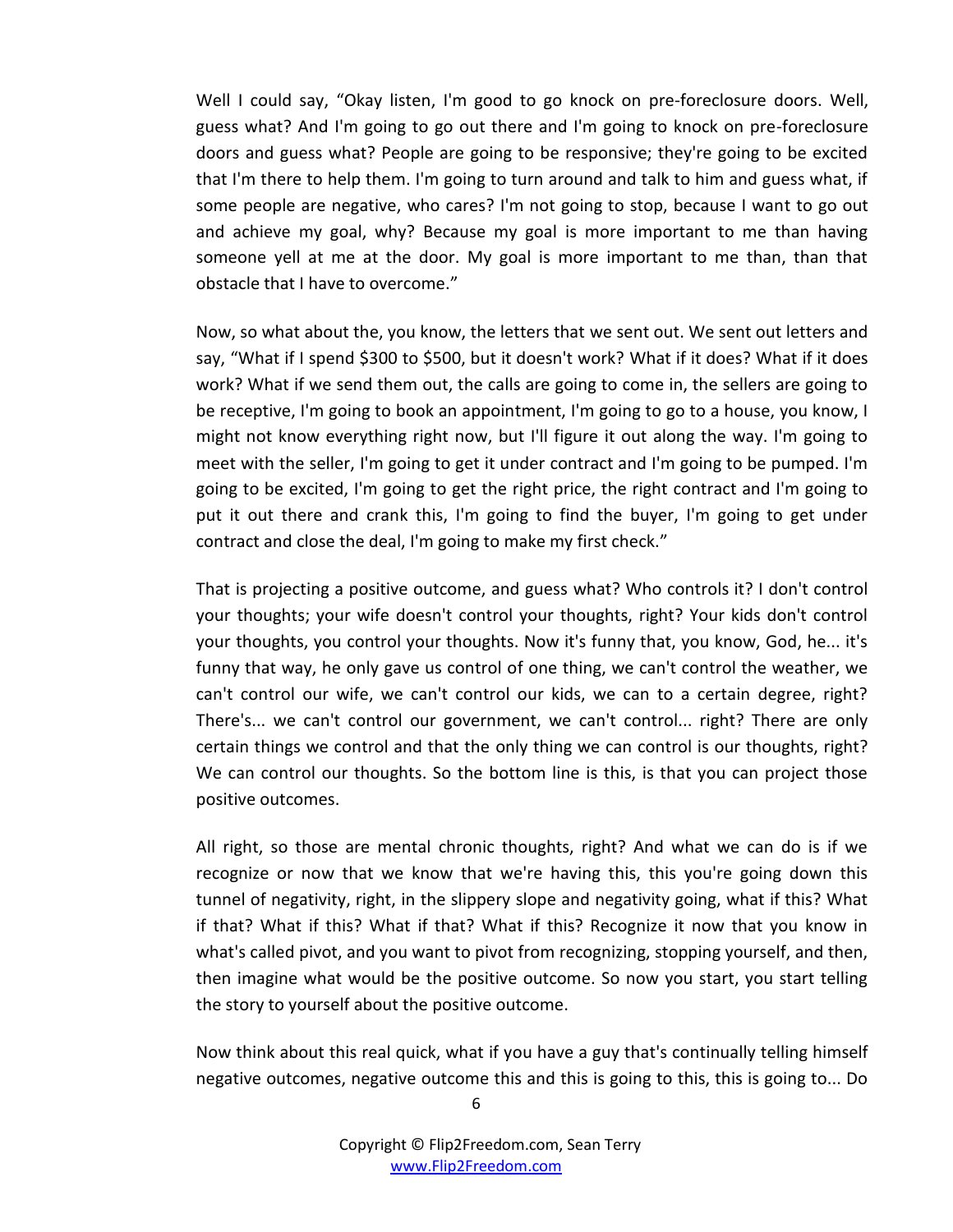Well I could say, "Okay listen, I'm good to go knock on pre-foreclosure doors. Well, guess what? And I'm going to go out there and I'm going to knock on pre-foreclosure doors and guess what? People are going to be responsive; they're going to be excited that I'm there to help them. I'm going to turn around and talk to him and guess what, if some people are negative, who cares? I'm not going to stop, because I want to go out and achieve my goal, why? Because my goal is more important to me than having someone yell at me at the door. My goal is more important to me than, than that obstacle that I have to overcome."

Now, so what about the, you know, the letters that we sent out. We sent out letters and say, "What if I spend $300 to $500, but it doesn't work? What if it does? What if it does work? What if we send them out, the calls are going to come in, the sellers are going to be receptive, I'm going to book an appointment, I'm going to go to a house, you know, I might not know everything right now, but I'll figure it out along the way. I'm going to meet with the seller, I'm going to get it under contract and I'm going to be pumped. I'm going to be excited, I'm going to get the right price, the right contract and I'm going to put it out there and crank this, I'm going to find the buyer, I'm going to get under contract and close the deal, I'm going to make my first check."

That is projecting a positive outcome, and guess what? Who controls it? I don't control your thoughts; your wife doesn't control your thoughts, right? Your kids don't control your thoughts, you control your thoughts. Now it's funny that, you know, God, he... it's funny that way, he only gave us control of one thing, we can't control the weather, we can't control our wife, we can't control our kids, we can to a certain degree, right? There's... we can't control our government, we can't control... right? There are only certain things we control and that the only thing we can control is our thoughts, right? We can control our thoughts. So the bottom line is this, is that you can project those positive outcomes.

All right, so those are mental chronic thoughts, right? And what we can do is if we recognize or now that we know that we're having this, this you're going down this tunnel of negativity, right, in the slippery slope and negativity going, what if this? What if that? What if this? What if that? What if this? Recognize it now that you know in what's called pivot, and you want to pivot from recognizing, stopping yourself, and then, then imagine what would be the positive outcome. So now you start, you start telling the story to yourself about the positive outcome.

Now think about this real quick, what if you have a guy that's continually telling himself negative outcomes, negative outcome this and this is going to this, this is going to... Do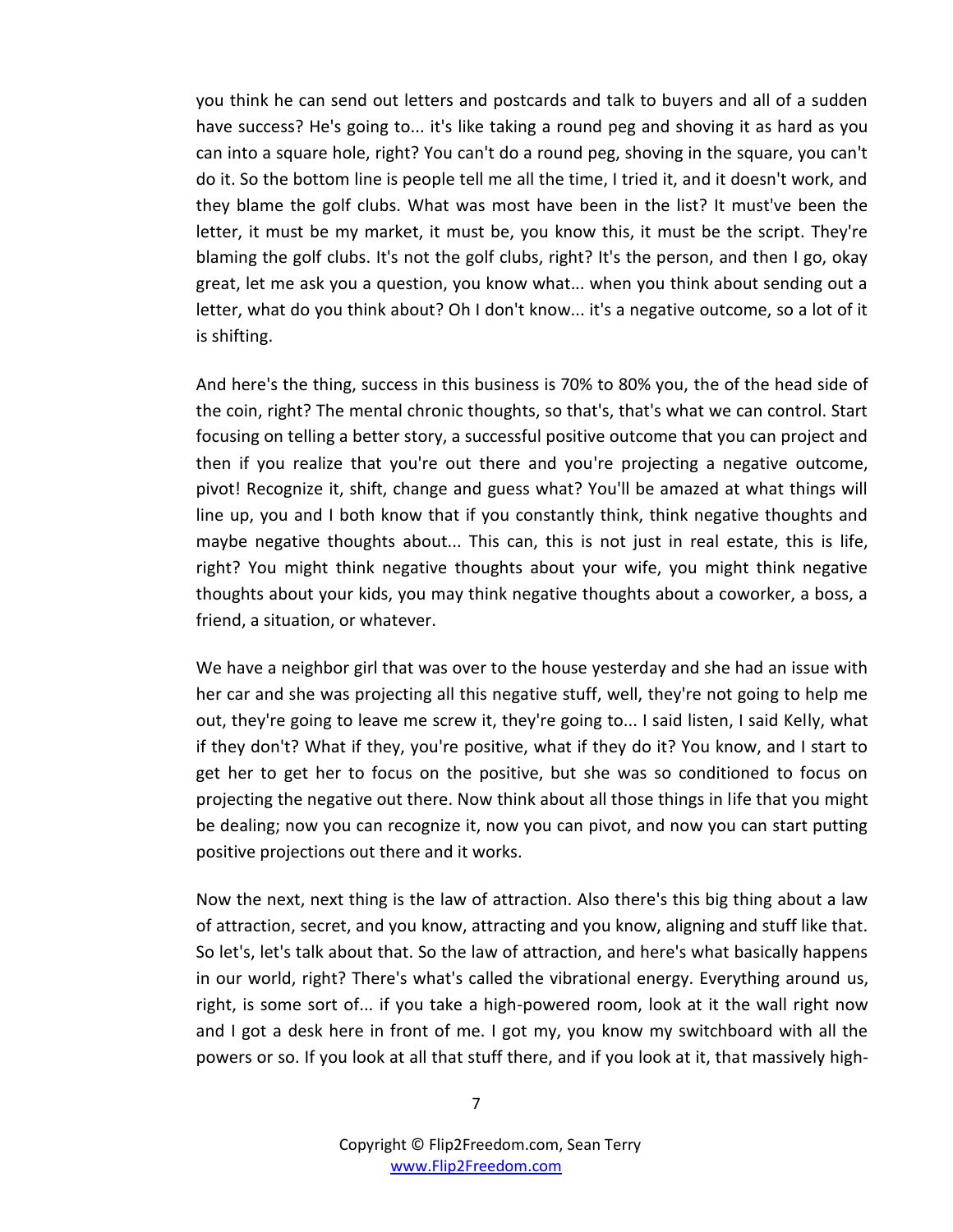you think he can send out letters and postcards and talk to buyers and all of a sudden have success? He's going to... it's like taking a round peg and shoving it as hard as you can into a square hole, right? You can't do a round peg, shoving in the square, you can't do it. So the bottom line is people tell me all the time, I tried it, and it doesn't work, and they blame the golf clubs. What was most have been in the list? It must've been the letter, it must be my market, it must be, you know this, it must be the script. They're blaming the golf clubs. It's not the golf clubs, right? It's the person, and then I go, okay great, let me ask you a question, you know what... when you think about sending out a letter, what do you think about? Oh I don't know... it's a negative outcome, so a lot of it is shifting.

And here's the thing, success in this business is 70% to 80% you, the of the head side of the coin, right? The mental chronic thoughts, so that's, that's what we can control. Start focusing on telling a better story, a successful positive outcome that you can project and then if you realize that you're out there and you're projecting a negative outcome, pivot! Recognize it, shift, change and guess what? You'll be amazed at what things will line up, you and I both know that if you constantly think, think negative thoughts and maybe negative thoughts about... This can, this is not just in real estate, this is life, right? You might think negative thoughts about your wife, you might think negative thoughts about your kids, you may think negative thoughts about a coworker, a boss, a friend, a situation, or whatever.

We have a neighbor girl that was over to the house yesterday and she had an issue with her car and she was projecting all this negative stuff, well, they're not going to help me out, they're going to leave me screw it, they're going to... I said listen, I said Kelly, what if they don't? What if they, you're positive, what if they do it? You know, and I start to get her to get her to focus on the positive, but she was so conditioned to focus on projecting the negative out there. Now think about all those things in life that you might be dealing; now you can recognize it, now you can pivot, and now you can start putting positive projections out there and it works.

Now the next, next thing is the law of attraction. Also there's this big thing about a law of attraction, secret, and you know, attracting and you know, aligning and stuff like that. So let's, let's talk about that. So the law of attraction, and here's what basically happens in our world, right? There's what's called the vibrational energy. Everything around us, right, is some sort of... if you take a high-powered room, look at it the wall right now and I got a desk here in front of me. I got my, you know my switchboard with all the powers or so. If you look at all that stuff there, and if you look at it, that massively high-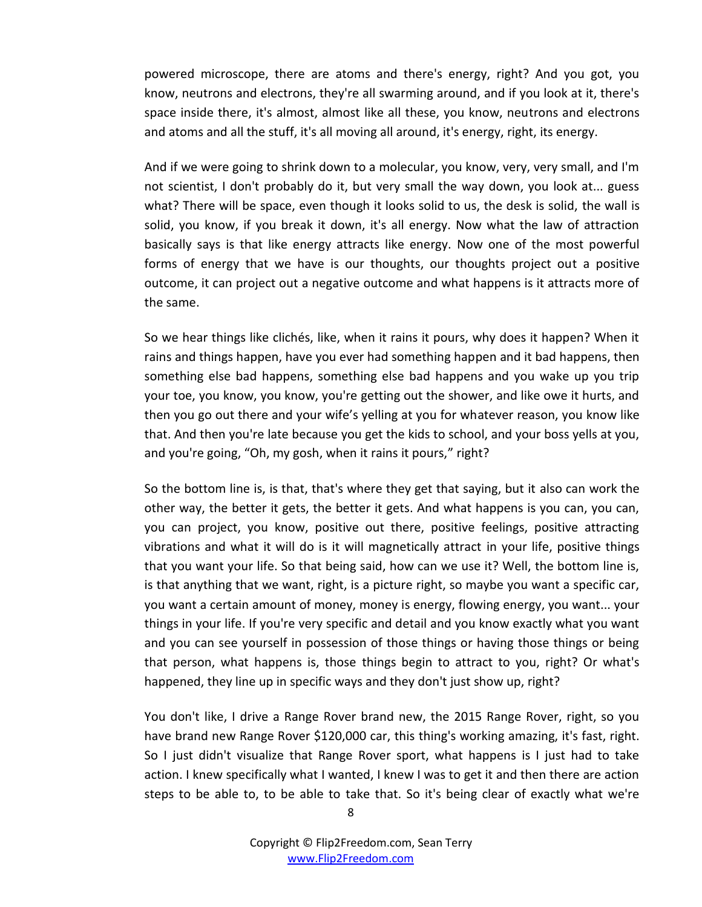powered microscope, there are atoms and there's energy, right? And you got, you know, neutrons and electrons, they're all swarming around, and if you look at it, there's space inside there, it's almost, almost like all these, you know, neutrons and electrons and atoms and all the stuff, it's all moving all around, it's energy, right, its energy.

And if we were going to shrink down to a molecular, you know, very, very small, and I'm not scientist, I don't probably do it, but very small the way down, you look at... guess what? There will be space, even though it looks solid to us, the desk is solid, the wall is solid, you know, if you break it down, it's all energy. Now what the law of attraction basically says is that like energy attracts like energy. Now one of the most powerful forms of energy that we have is our thoughts, our thoughts project out a positive outcome, it can project out a negative outcome and what happens is it attracts more of the same.

So we hear things like clichés, like, when it rains it pours, why does it happen? When it rains and things happen, have you ever had something happen and it bad happens, then something else bad happens, something else bad happens and you wake up you trip your toe, you know, you know, you're getting out the shower, and like owe it hurts, and then you go out there and your wife's yelling at you for whatever reason, you know like that. And then you're late because you get the kids to school, and your boss yells at you, and you're going, "Oh, my gosh, when it rains it pours," right?

So the bottom line is, is that, that's where they get that saying, but it also can work the other way, the better it gets, the better it gets. And what happens is you can, you can, you can project, you know, positive out there, positive feelings, positive attracting vibrations and what it will do is it will magnetically attract in your life, positive things that you want your life. So that being said, how can we use it? Well, the bottom line is, is that anything that we want, right, is a picture right, so maybe you want a specific car, you want a certain amount of money, money is energy, flowing energy, you want... your things in your life. If you're very specific and detail and you know exactly what you want and you can see yourself in possession of those things or having those things or being that person, what happens is, those things begin to attract to you, right? Or what's happened, they line up in specific ways and they don't just show up, right?

You don't like, I drive a Range Rover brand new, the 2015 Range Rover, right, so you have brand new Range Rover $120,000 car, this thing's working amazing, it's fast, right. So I just didn't visualize that Range Rover sport, what happens is I just had to take action. I knew specifically what I wanted, I knew I was to get it and then there are action steps to be able to, to be able to take that. So it's being clear of exactly what we're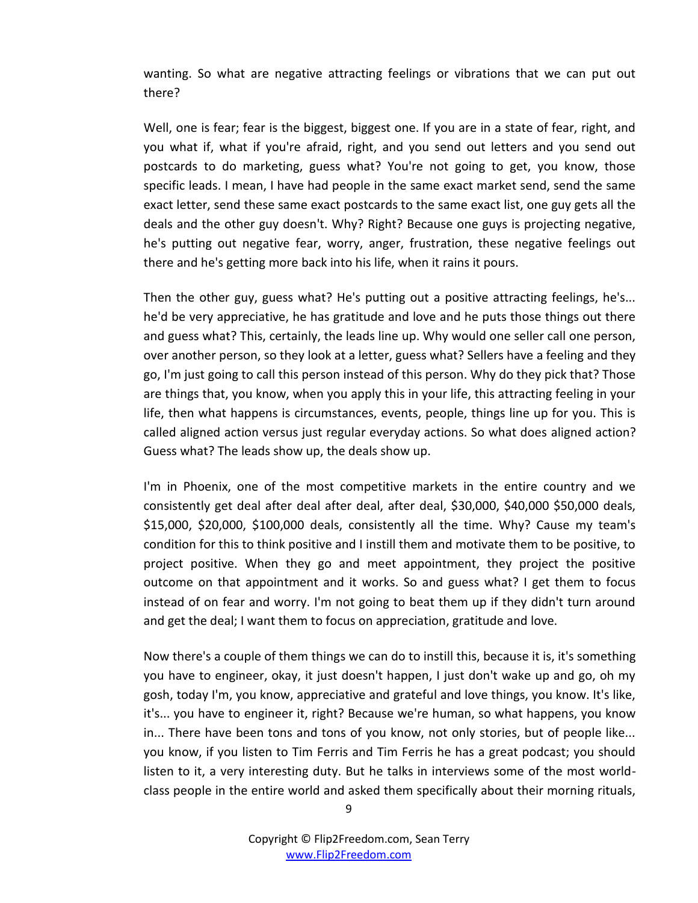wanting. So what are negative attracting feelings or vibrations that we can put out there?

Well, one is fear; fear is the biggest, biggest one. If you are in a state of fear, right, and you what if, what if you're afraid, right, and you send out letters and you send out postcards to do marketing, guess what? You're not going to get, you know, those specific leads. I mean, I have had people in the same exact market send, send the same exact letter, send these same exact postcards to the same exact list, one guy gets all the deals and the other guy doesn't. Why? Right? Because one guys is projecting negative, he's putting out negative fear, worry, anger, frustration, these negative feelings out there and he's getting more back into his life, when it rains it pours.

Then the other guy, guess what? He's putting out a positive attracting feelings, he's... he'd be very appreciative, he has gratitude and love and he puts those things out there and guess what? This, certainly, the leads line up. Why would one seller call one person, over another person, so they look at a letter, guess what? Sellers have a feeling and they go, I'm just going to call this person instead of this person. Why do they pick that? Those are things that, you know, when you apply this in your life, this attracting feeling in your life, then what happens is circumstances, events, people, things line up for you. This is called aligned action versus just regular everyday actions. So what does aligned action? Guess what? The leads show up, the deals show up.

I'm in Phoenix, one of the most competitive markets in the entire country and we consistently get deal after deal after deal, after deal, $30,000, $40,000 $50,000 deals, $15,000, $20,000, $100,000 deals, consistently all the time. Why? Cause my team's condition for this to think positive and I instill them and motivate them to be positive, to project positive. When they go and meet appointment, they project the positive outcome on that appointment and it works. So and guess what? I get them to focus instead of on fear and worry. I'm not going to beat them up if they didn't turn around and get the deal; I want them to focus on appreciation, gratitude and love.

Now there's a couple of them things we can do to instill this, because it is, it's something you have to engineer, okay, it just doesn't happen, I just don't wake up and go, oh my gosh, today I'm, you know, appreciative and grateful and love things, you know. It's like, it's... you have to engineer it, right? Because we're human, so what happens, you know in... There have been tons and tons of you know, not only stories, but of people like... you know, if you listen to Tim Ferris and Tim Ferris he has a great podcast; you should listen to it, a very interesting duty. But he talks in interviews some of the most world-class people in the entire world and asked them specifically about their morning rituals,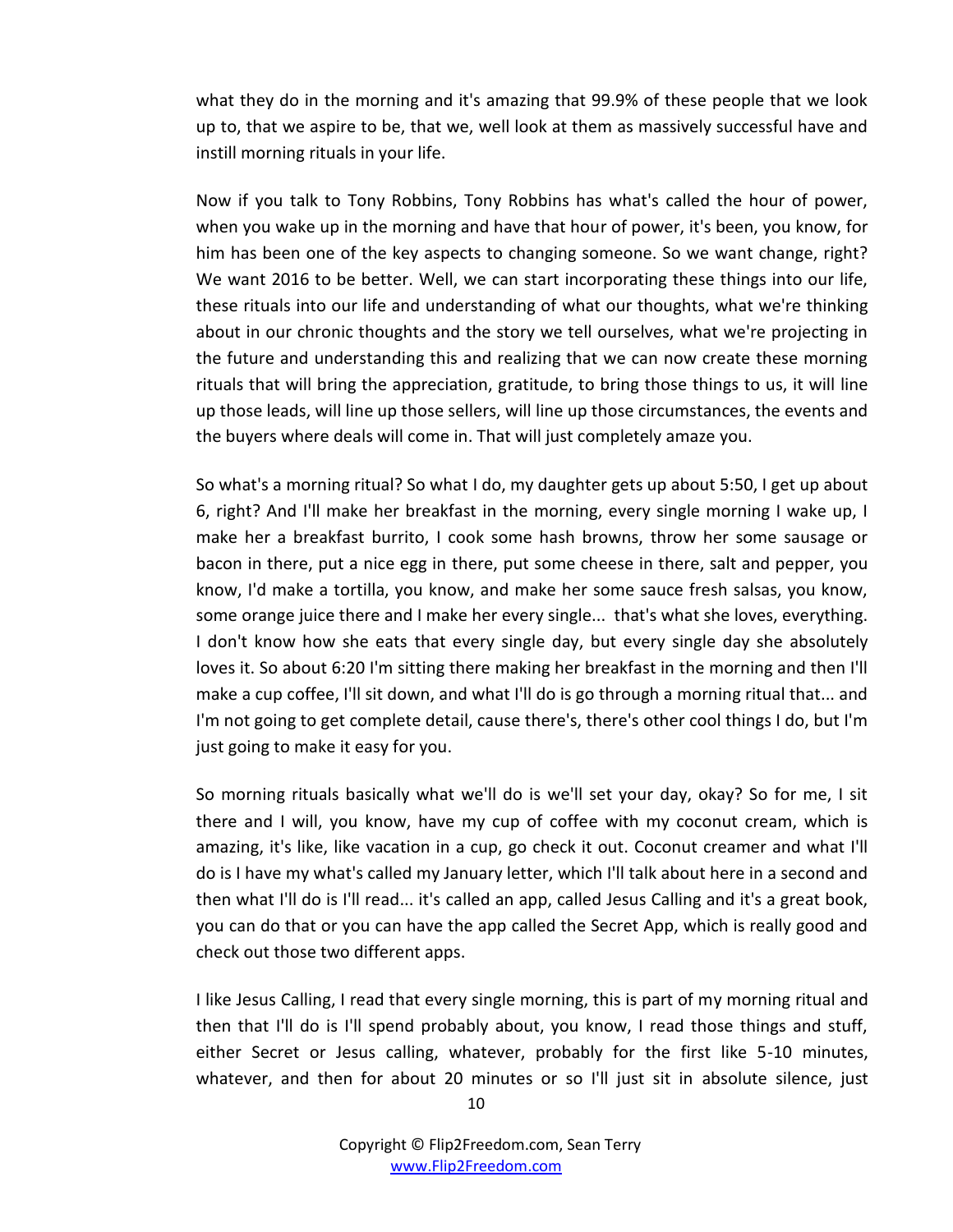what they do in the morning and it's amazing that 99.9% of these people that we look up to, that we aspire to be, that we, well look at them as massively successful have and instill morning rituals in your life.

Now if you talk to Tony Robbins, Tony Robbins has what's called the hour of power, when you wake up in the morning and have that hour of power, it's been, you know, for him has been one of the key aspects to changing someone. So we want change, right? We want 2016 to be better. Well, we can start incorporating these things into our life, these rituals into our life and understanding of what our thoughts, what we're thinking about in our chronic thoughts and the story we tell ourselves, what we're projecting in the future and understanding this and realizing that we can now create these morning rituals that will bring the appreciation, gratitude, to bring those things to us, it will line up those leads, will line up those sellers, will line up those circumstances, the events and the buyers where deals will come in. That will just completely amaze you.

So what's a morning ritual? So what I do, my daughter gets up about 5:50, I get up about 6, right? And I'll make her breakfast in the morning, every single morning I wake up, I make her a breakfast burrito, I cook some hash browns, throw her some sausage or bacon in there, put a nice egg in there, put some cheese in there, salt and pepper, you know, I'd make a tortilla, you know, and make her some sauce fresh salsas, you know, some orange juice there and I make her every single... that's what she loves, everything. I don't know how she eats that every single day, but every single day she absolutely loves it. So about 6:20 I'm sitting there making her breakfast in the morning and then I'll make a cup coffee, I'll sit down, and what I'll do is go through a morning ritual that... and I'm not going to get complete detail, cause there's, there's other cool things I do, but I'm just going to make it easy for you.

So morning rituals basically what we'll do is we'll set your day, okay? So for me, I sit there and I will, you know, have my cup of coffee with my coconut cream, which is amazing, it's like, like vacation in a cup, go check it out. Coconut creamer and what I'll do is I have my what's called my January letter, which I'll talk about here in a second and then what I'll do is I'll read... it's called an app, called Jesus Calling and it's a great book, you can do that or you can have the app called the Secret App, which is really good and check out those two different apps.

I like Jesus Calling, I read that every single morning, this is part of my morning ritual and then that I'll do is I'll spend probably about, you know, I read those things and stuff, either Secret or Jesus calling, whatever, probably for the first like 5-10 minutes, whatever, and then for about 20 minutes or so I'll just sit in absolute silence, just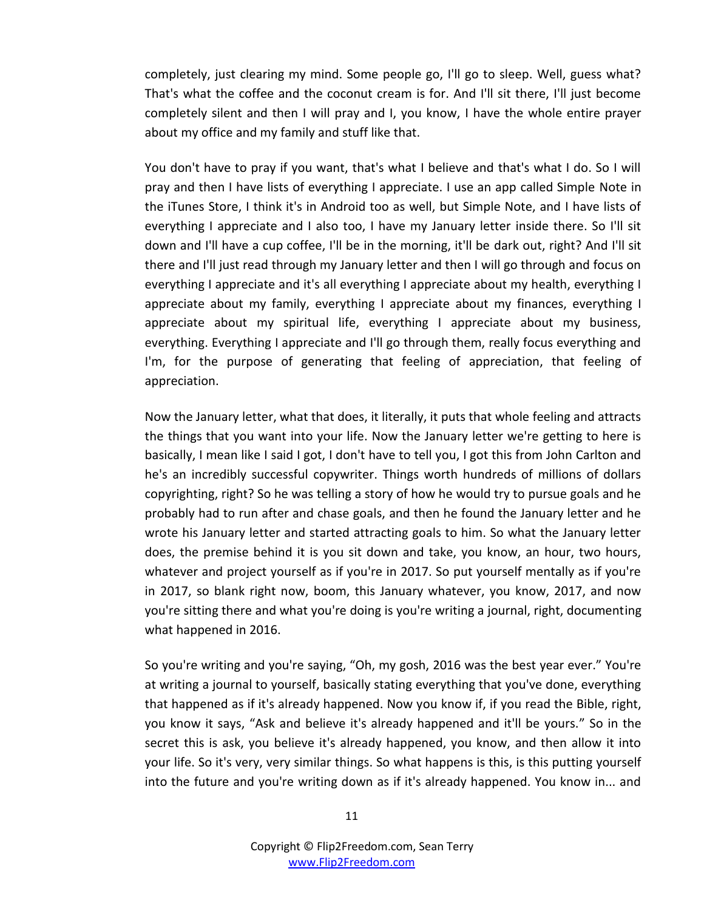completely, just clearing my mind. Some people go, I'll go to sleep. Well, guess what? That's what the coffee and the coconut cream is for. And I'll sit there, I'll just become completely silent and then I will pray and I, you know, I have the whole entire prayer about my office and my family and stuff like that.

You don't have to pray if you want, that's what I believe and that's what I do. So I will pray and then I have lists of everything I appreciate. I use an app called Simple Note in the iTunes Store, I think it's in Android too as well, but Simple Note, and I have lists of everything I appreciate and I also too, I have my January letter inside there. So I'll sit down and I'll have a cup coffee, I'll be in the morning, it'll be dark out, right? And I'll sit there and I'll just read through my January letter and then I will go through and focus on everything I appreciate and it's all everything I appreciate about my health, everything I appreciate about my family, everything I appreciate about my finances, everything I appreciate about my spiritual life, everything I appreciate about my business, everything. Everything I appreciate and I'll go through them, really focus everything and I'm, for the purpose of generating that feeling of appreciation, that feeling of appreciation.

Now the January letter, what that does, it literally, it puts that whole feeling and attracts the things that you want into your life. Now the January letter we're getting to here is basically, I mean like I said I got, I don't have to tell you, I got this from John Carlton and he's an incredibly successful copywriter. Things worth hundreds of millions of dollars copyrighting, right? So he was telling a story of how he would try to pursue goals and he probably had to run after and chase goals, and then he found the January letter and he wrote his January letter and started attracting goals to him. So what the January letter does, the premise behind it is you sit down and take, you know, an hour, two hours, whatever and project yourself as if you're in 2017. So put yourself mentally as if you're in 2017, so blank right now, boom, this January whatever, you know, 2017, and now you're sitting there and what you're doing is you're writing a journal, right, documenting what happened in 2016.

So you're writing and you're saying, “Oh, my gosh, 2016 was the best year ever.” You're at writing a journal to yourself, basically stating everything that you've done, everything that happened as if it's already happened. Now you know if, if you read the Bible, right, you know it says, “Ask and believe it's already happened and it'll be yours.” So in the secret this is ask, you believe it's already happened, you know, and then allow it into your life. So it's very, very similar things. So what happens is this, is this putting yourself into the future and you're writing down as if it's already happened. You know in... and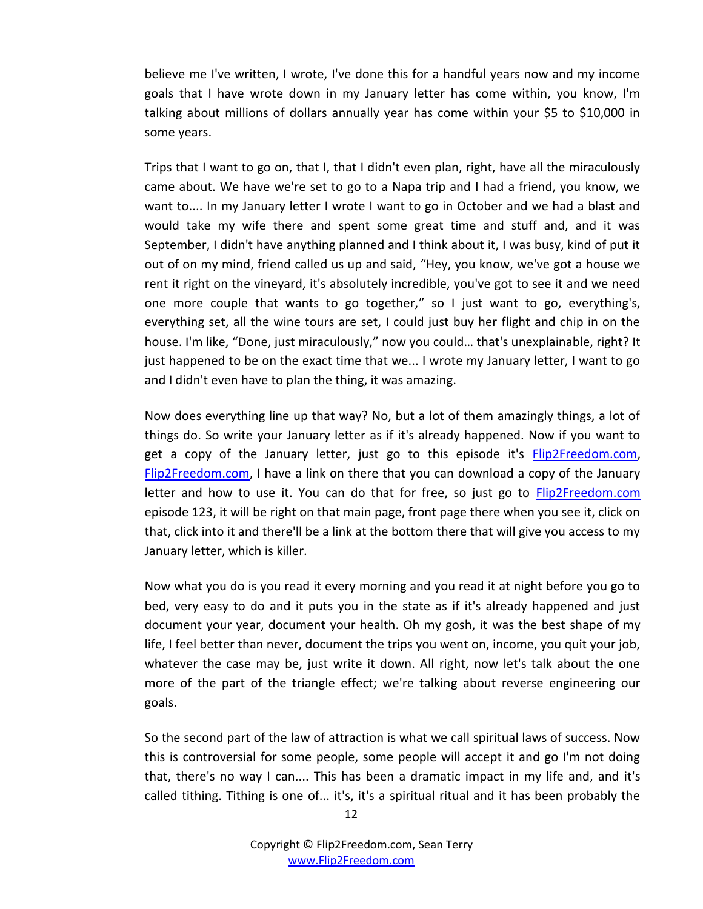believe me I've written, I wrote, I've done this for a handful years now and my income goals that I have wrote down in my January letter has come within, you know, I'm talking about millions of dollars annually year has come within your $5 to $10,000 in some years.

Trips that I want to go on, that I, that I didn't even plan, right, have all the miraculously came about. We have we're set to go to a Napa trip and I had a friend, you know, we want to.... In my January letter I wrote I want to go in October and we had a blast and would take my wife there and spent some great time and stuff and, and it was September, I didn't have anything planned and I think about it, I was busy, kind of put it out of on my mind, friend called us up and said, "Hey, you know, we've got a house we rent it right on the vineyard, it's absolutely incredible, you've got to see it and we need one more couple that wants to go together," so I just want to go, everything's, everything set, all the wine tours are set, I could just buy her flight and chip in on the house. I'm like, "Done, just miraculously," now you could… that's unexplainable, right? It just happened to be on the exact time that we... I wrote my January letter, I want to go and I didn't even have to plan the thing, it was amazing.

Now does everything line up that way? No, but a lot of them amazingly things, a lot of things do. So write your January letter as if it's already happened. Now if you want to get a copy of the January letter, just go to this episode it's Flip2Freedom.com, Flip2Freedom.com, I have a link on there that you can download a copy of the January letter and how to use it. You can do that for free, so just go to Flip2Freedom.com episode 123, it will be right on that main page, front page there when you see it, click on that, click into it and there'll be a link at the bottom there that will give you access to my January letter, which is killer.

Now what you do is you read it every morning and you read it at night before you go to bed, very easy to do and it puts you in the state as if it's already happened and just document your year, document your health. Oh my gosh, it was the best shape of my life, I feel better than never, document the trips you went on, income, you quit your job, whatever the case may be, just write it down. All right, now let's talk about the one more of the part of the triangle effect; we're talking about reverse engineering our goals.

So the second part of the law of attraction is what we call spiritual laws of success. Now this is controversial for some people, some people will accept it and go I'm not doing that, there's no way I can.... This has been a dramatic impact in my life and, and it's called tithing. Tithing is one of... it's, it's a spiritual ritual and it has been probably the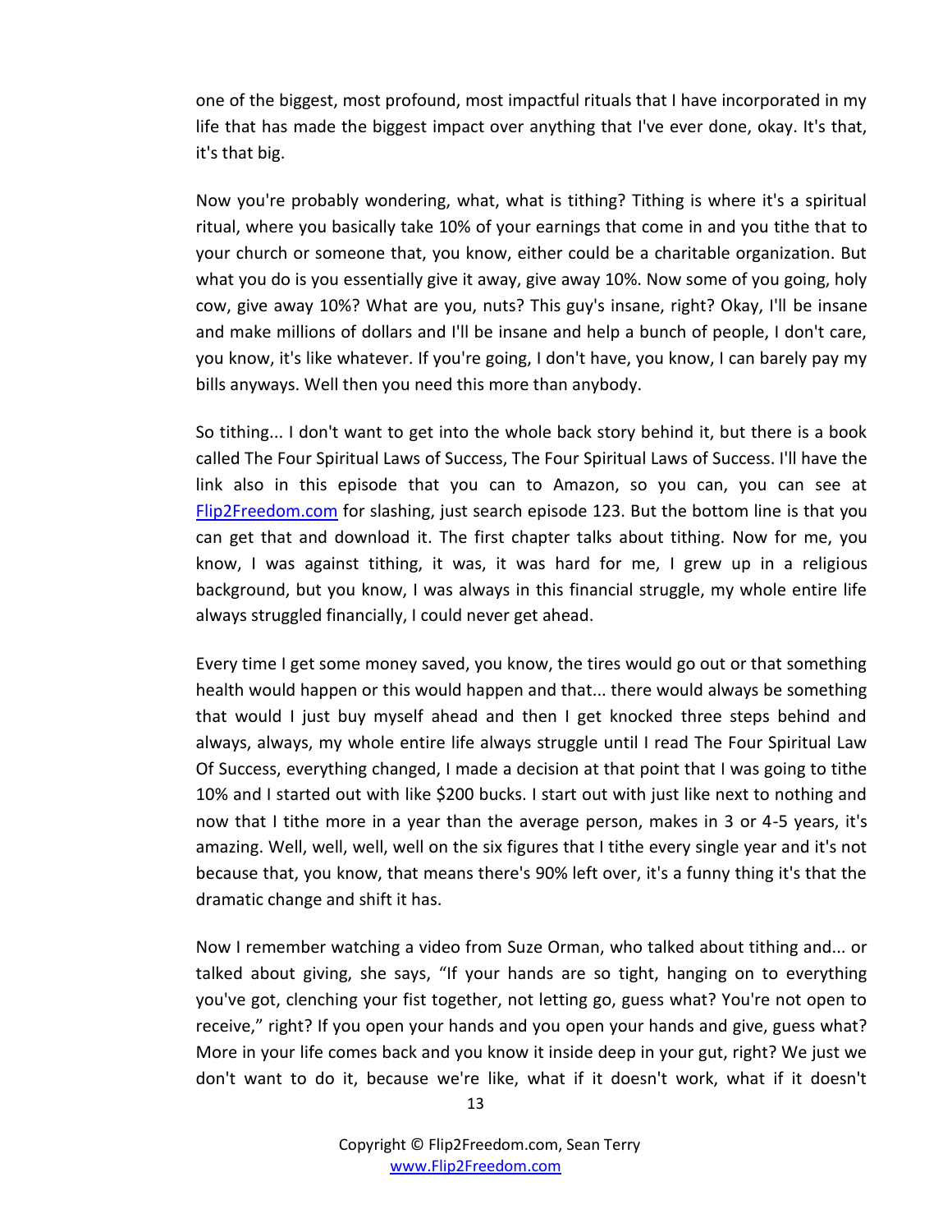one of the biggest, most profound, most impactful rituals that I have incorporated in my life that has made the biggest impact over anything that I've ever done, okay. It's that, it's that big.

Now you're probably wondering, what, what is tithing? Tithing is where it's a spiritual ritual, where you basically take 10% of your earnings that come in and you tithe that to your church or someone that, you know, either could be a charitable organization. But what you do is you essentially give it away, give away 10%. Now some of you going, holy cow, give away 10%? What are you, nuts? This guy's insane, right? Okay, I'll be insane and make millions of dollars and I'll be insane and help a bunch of people, I don't care, you know, it's like whatever. If you're going, I don't have, you know, I can barely pay my bills anyways. Well then you need this more than anybody.

So tithing... I don't want to get into the whole back story behind it, but there is a book called The Four Spiritual Laws of Success, The Four Spiritual Laws of Success. I'll have the link also in this episode that you can to Amazon, so you can, you can see at [Flip2Freedom.com](http://Flip2Freedom.com) for slashing, just search episode 123. But the bottom line is that you can get that and download it. The first chapter talks about tithing. Now for me, you know, I was against tithing, it was, it was hard for me, I grew up in a religious background, but you know, I was always in this financial struggle, my whole entire life always struggled financially, I could never get ahead.

Every time I get some money saved, you know, the tires would go out or that something health would happen or this would happen and that... there would always be something that would I just buy myself ahead and then I get knocked three steps behind and always, always, my whole entire life always struggle until I read The Four Spiritual Law Of Success, everything changed, I made a decision at that point that I was going to tithe 10% and I started out with like $200 bucks. I start out with just like next to nothing and now that I tithe more in a year than the average person, makes in 3 or 4-5 years, it's amazing. Well, well, well, well on the six figures that I tithe every single year and it's not because that, you know, that means there's 90% left over, it's a funny thing it's that the dramatic change and shift it has.

Now I remember watching a video from Suze Orman, who talked about tithing and... or talked about giving, she says, "If your hands are so tight, hanging on to everything you've got, clenching your fist together, not letting go, guess what? You're not open to receive," right? If you open your hands and you open your hands and give, guess what? More in your life comes back and you know it inside deep in your gut, right? We just we don't want to do it, because we're like, what if it doesn't work, what if it doesn't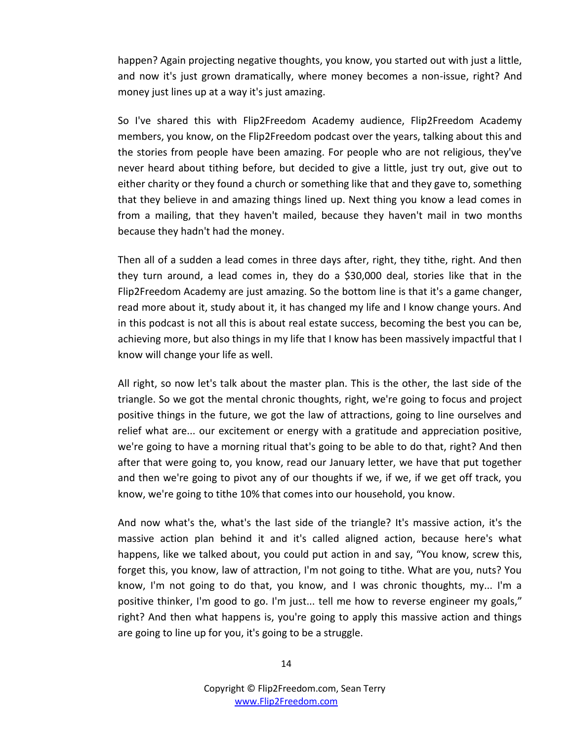happen? Again projecting negative thoughts, you know, you started out with just a little, and now it's just grown dramatically, where money becomes a non-issue, right? And money just lines up at a way it's just amazing.

So I've shared this with Flip2Freedom Academy audience, Flip2Freedom Academy members, you know, on the Flip2Freedom podcast over the years, talking about this and the stories from people have been amazing. For people who are not religious, they've never heard about tithing before, but decided to give a little, just try out, give out to either charity or they found a church or something like that and they gave to, something that they believe in and amazing things lined up. Next thing you know a lead comes in from a mailing, that they haven't mailed, because they haven't mail in two months because they hadn't had the money.

Then all of a sudden a lead comes in three days after, right, they tithe, right. And then they turn around, a lead comes in, they do a $30,000 deal, stories like that in the Flip2Freedom Academy are just amazing. So the bottom line is that it's a game changer, read more about it, study about it, it has changed my life and I know change yours. And in this podcast is not all this is about real estate success, becoming the best you can be, achieving more, but also things in my life that I know has been massively impactful that I know will change your life as well.

All right, so now let's talk about the master plan. This is the other, the last side of the triangle. So we got the mental chronic thoughts, right, we're going to focus and project positive things in the future, we got the law of attractions, going to line ourselves and relief what are... our excitement or energy with a gratitude and appreciation positive, we're going to have a morning ritual that's going to be able to do that, right? And then after that were going to, you know, read our January letter, we have that put together and then we're going to pivot any of our thoughts if we, if we, if we get off track, you know, we're going to tithe 10% that comes into our household, you know.

And now what's the, what's the last side of the triangle? It's massive action, it's the massive action plan behind it and it's called aligned action, because here's what happens, like we talked about, you could put action in and say, "You know, screw this, forget this, you know, law of attraction, I'm not going to tithe. What are you, nuts? You know, I'm not going to do that, you know, and I was chronic thoughts, my... I'm a positive thinker, I'm good to go. I'm just... tell me how to reverse engineer my goals," right? And then what happens is, you're going to apply this massive action and things are going to line up for you, it's going to be a struggle.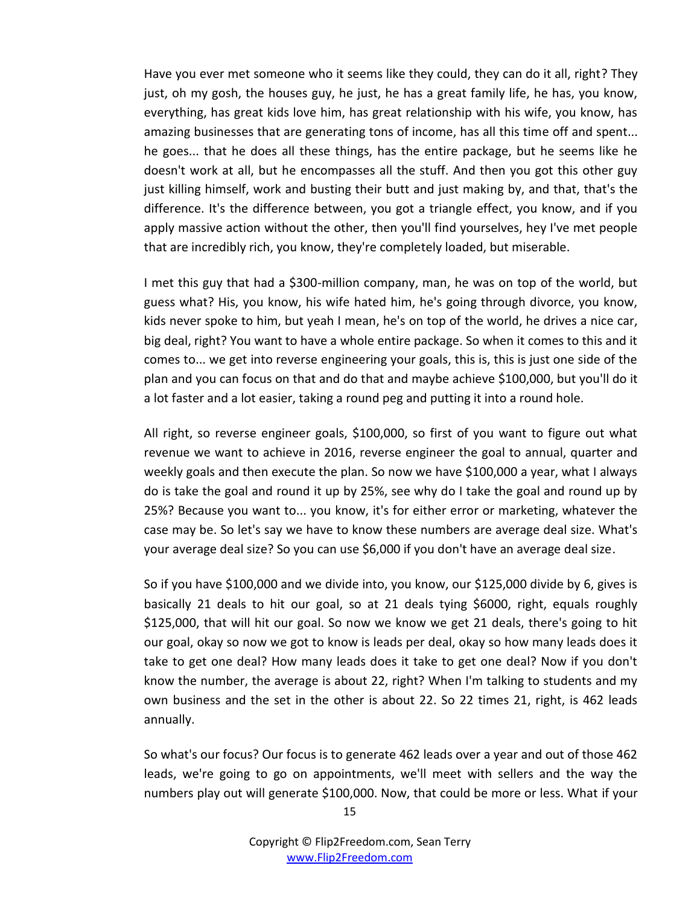Have you ever met someone who it seems like they could, they can do it all, right? They just, oh my gosh, the houses guy, he just, he has a great family life, he has, you know, everything, has great kids love him, has great relationship with his wife, you know, has amazing businesses that are generating tons of income, has all this time off and spent... he goes... that he does all these things, has the entire package, but he seems like he doesn't work at all, but he encompasses all the stuff. And then you got this other guy just killing himself, work and busting their butt and just making by, and that, that's the difference. It's the difference between, you got a triangle effect, you know, and if you apply massive action without the other, then you'll find yourselves, hey I've met people that are incredibly rich, you know, they're completely loaded, but miserable.

I met this guy that had a $300-million company, man, he was on top of the world, but guess what? His, you know, his wife hated him, he's going through divorce, you know, kids never spoke to him, but yeah I mean, he's on top of the world, he drives a nice car, big deal, right? You want to have a whole entire package. So when it comes to this and it comes to... we get into reverse engineering your goals, this is, this is just one side of the plan and you can focus on that and do that and maybe achieve $100,000, but you'll do it a lot faster and a lot easier, taking a round peg and putting it into a round hole.

All right, so reverse engineer goals, $100,000, so first of you want to figure out what revenue we want to achieve in 2016, reverse engineer the goal to annual, quarter and weekly goals and then execute the plan. So now we have $100,000 a year, what I always do is take the goal and round it up by 25%, see why do I take the goal and round up by 25%? Because you want to... you know, it's for either error or marketing, whatever the case may be. So let's say we have to know these numbers are average deal size. What's your average deal size? So you can use $6,000 if you don't have an average deal size.

So if you have $100,000 and we divide into, you know, our $125,000 divide by 6, gives is basically 21 deals to hit our goal, so at 21 deals tying $6000, right, equals roughly $125,000, that will hit our goal. So now we know we get 21 deals, there's going to hit our goal, okay so now we got to know is leads per deal, okay so how many leads does it take to get one deal? How many leads does it take to get one deal? Now if you don't know the number, the average is about 22, right? When I'm talking to students and my own business and the set in the other is about 22. So 22 times 21, right, is 462 leads annually.

So what's our focus? Our focus is to generate 462 leads over a year and out of those 462 leads, we're going to go on appointments, we'll meet with sellers and the way the numbers play out will generate $100,000. Now, that could be more or less. What if your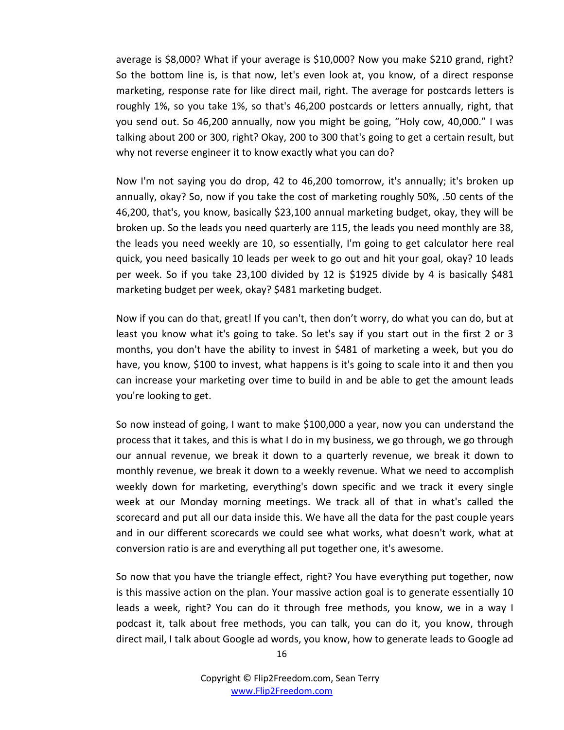average is $8,000? What if your average is $10,000? Now you make $210 grand, right? So the bottom line is, is that now, let's even look at, you know, of a direct response marketing, response rate for like direct mail, right. The average for postcards letters is roughly 1%, so you take 1%, so that's 46,200 postcards or letters annually, right, that you send out. So 46,200 annually, now you might be going, "Holy cow, 40,000." I was talking about 200 or 300, right? Okay, 200 to 300 that's going to get a certain result, but why not reverse engineer it to know exactly what you can do?

Now I'm not saying you do drop, 42 to 46,200 tomorrow, it's annually; it's broken up annually, okay? So, now if you take the cost of marketing roughly 50%, .50 cents of the 46,200, that's, you know, basically $23,100 annual marketing budget, okay, they will be broken up. So the leads you need quarterly are 115, the leads you need monthly are 38, the leads you need weekly are 10, so essentially, I'm going to get calculator here real quick, you need basically 10 leads per week to go out and hit your goal, okay? 10 leads per week. So if you take 23,100 divided by 12 is $1925 divide by 4 is basically $481 marketing budget per week, okay? $481 marketing budget.

Now if you can do that, great! If you can't, then don't worry, do what you can do, but at least you know what it's going to take. So let's say if you start out in the first 2 or 3 months, you don't have the ability to invest in $481 of marketing a week, but you do have, you know, $100 to invest, what happens is it's going to scale into it and then you can increase your marketing over time to build in and be able to get the amount leads you're looking to get.

So now instead of going, I want to make $100,000 a year, now you can understand the process that it takes, and this is what I do in my business, we go through, we go through our annual revenue, we break it down to a quarterly revenue, we break it down to monthly revenue, we break it down to a weekly revenue. What we need to accomplish weekly down for marketing, everything's down specific and we track it every single week at our Monday morning meetings. We track all of that in what's called the scorecard and put all our data inside this. We have all the data for the past couple years and in our different scorecards we could see what works, what doesn't work, what at conversion ratio is are and everything all put together one, it's awesome.

So now that you have the triangle effect, right? You have everything put together, now is this massive action on the plan. Your massive action goal is to generate essentially 10 leads a week, right? You can do it through free methods, you know, we in a way I podcast it, talk about free methods, you can talk, you can do it, you know, through direct mail, I talk about Google ad words, you know, how to generate leads to Google ad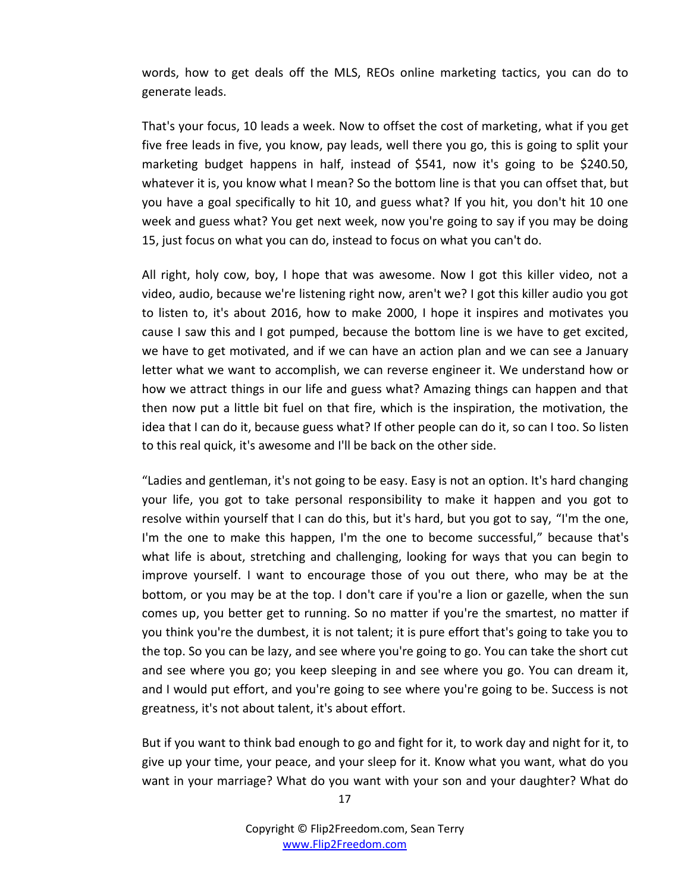words, how to get deals off the MLS, REOs online marketing tactics, you can do to generate leads.

That's your focus, 10 leads a week. Now to offset the cost of marketing, what if you get five free leads in five, you know, pay leads, well there you go, this is going to split your marketing budget happens in half, instead of $541, now it's going to be $240.50, whatever it is, you know what I mean? So the bottom line is that you can offset that, but you have a goal specifically to hit 10, and guess what? If you hit, you don't hit 10 one week and guess what? You get next week, now you're going to say if you may be doing 15, just focus on what you can do, instead to focus on what you can't do.

All right, holy cow, boy, I hope that was awesome. Now I got this killer video, not a video, audio, because we're listening right now, aren't we? I got this killer audio you got to listen to, it's about 2016, how to make 2000, I hope it inspires and motivates you cause I saw this and I got pumped, because the bottom line is we have to get excited, we have to get motivated, and if we can have an action plan and we can see a January letter what we want to accomplish, we can reverse engineer it. We understand how or how we attract things in our life and guess what? Amazing things can happen and that then now put a little bit fuel on that fire, which is the inspiration, the motivation, the idea that I can do it, because guess what? If other people can do it, so can I too. So listen to this real quick, it's awesome and I'll be back on the other side.

"Ladies and gentleman, it's not going to be easy. Easy is not an option. It's hard changing your life, you got to take personal responsibility to make it happen and you got to resolve within yourself that I can do this, but it's hard, but you got to say, "I'm the one, I'm the one to make this happen, I'm the one to become successful," because that's what life is about, stretching and challenging, looking for ways that you can begin to improve yourself. I want to encourage those of you out there, who may be at the bottom, or you may be at the top. I don't care if you're a lion or gazelle, when the sun comes up, you better get to running. So no matter if you're the smartest, no matter if you think you're the dumbest, it is not talent; it is pure effort that's going to take you to the top. So you can be lazy, and see where you're going to go. You can take the short cut and see where you go; you keep sleeping in and see where you go. You can dream it, and I would put effort, and you're going to see where you're going to be. Success is not greatness, it's not about talent, it's about effort.

But if you want to think bad enough to go and fight for it, to work day and night for it, to give up your time, your peace, and your sleep for it. Know what you want, what do you want in your marriage? What do you want with your son and your daughter? What do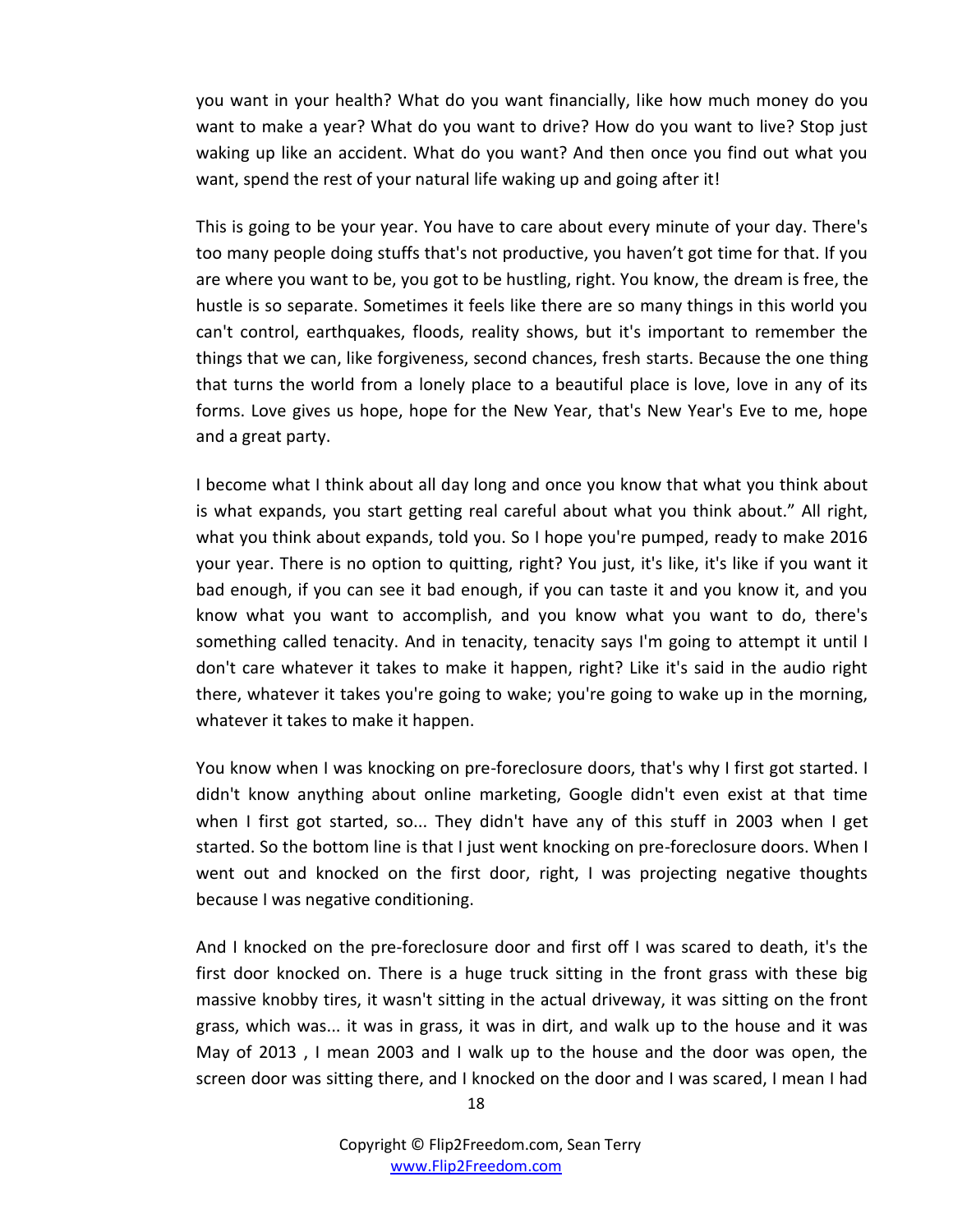you want in your health? What do you want financially, like how much money do you want to make a year? What do you want to drive? How do you want to live? Stop just waking up like an accident. What do you want? And then once you find out what you want, spend the rest of your natural life waking up and going after it!

This is going to be your year. You have to care about every minute of your day. There's too many people doing stuffs that's not productive, you haven't got time for that. If you are where you want to be, you got to be hustling, right. You know, the dream is free, the hustle is so separate. Sometimes it feels like there are so many things in this world you can't control, earthquakes, floods, reality shows, but it's important to remember the things that we can, like forgiveness, second chances, fresh starts. Because the one thing that turns the world from a lonely place to a beautiful place is love, love in any of its forms. Love gives us hope, hope for the New Year, that's New Year's Eve to me, hope and a great party.

I become what I think about all day long and once you know that what you think about is what expands, you start getting real careful about what you think about." All right, what you think about expands, told you. So I hope you're pumped, ready to make 2016 your year. There is no option to quitting, right? You just, it's like, it's like if you want it bad enough, if you can see it bad enough, if you can taste it and you know it, and you know what you want to accomplish, and you know what you want to do, there's something called tenacity. And in tenacity, tenacity says I'm going to attempt it until I don't care whatever it takes to make it happen, right? Like it's said in the audio right there, whatever it takes you're going to wake; you're going to wake up in the morning, whatever it takes to make it happen.

You know when I was knocking on pre-foreclosure doors, that's why I first got started. I didn't know anything about online marketing, Google didn't even exist at that time when I first got started, so... They didn't have any of this stuff in 2003 when I get started. So the bottom line is that I just went knocking on pre-foreclosure doors. When I went out and knocked on the first door, right, I was projecting negative thoughts because I was negative conditioning.

And I knocked on the pre-foreclosure door and first off I was scared to death, it's the first door knocked on. There is a huge truck sitting in the front grass with these big massive knobby tires, it wasn't sitting in the actual driveway, it was sitting on the front grass, which was... it was in grass, it was in dirt, and walk up to the house and it was May of 2013 , I mean 2003 and I walk up to the house and the door was open, the screen door was sitting there, and I knocked on the door and I was scared, I mean I had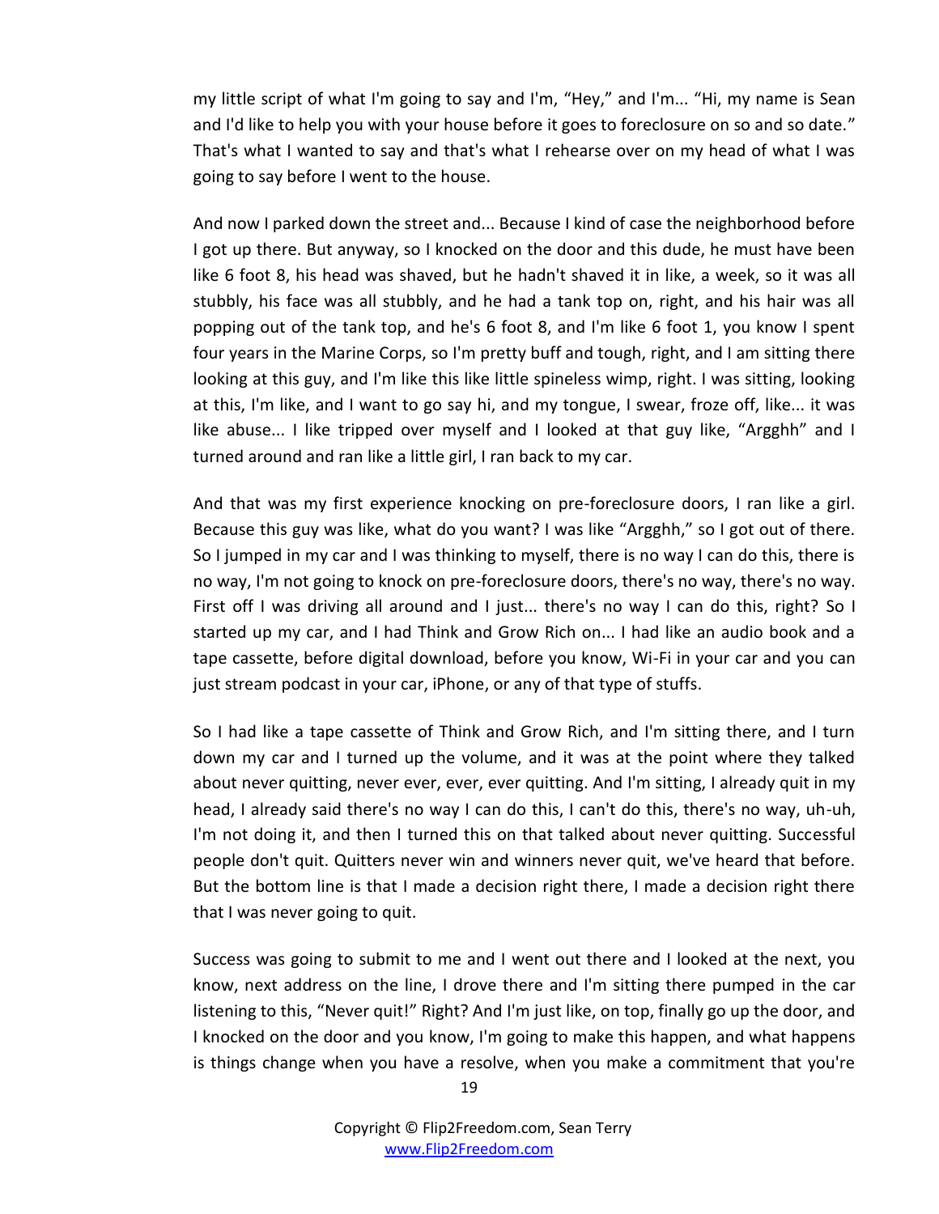my little script of what I'm going to say and I'm, "Hey," and I'm... "Hi, my name is Sean and I'd like to help you with your house before it goes to foreclosure on so and so date." That's what I wanted to say and that's what I rehearse over on my head of what I was going to say before I went to the house.

And now I parked down the street and... Because I kind of case the neighborhood before I got up there. But anyway, so I knocked on the door and this dude, he must have been like 6 foot 8, his head was shaved, but he hadn't shaved it in like, a week, so it was all stubbly, his face was all stubbly, and he had a tank top on, right, and his hair was all popping out of the tank top, and he's 6 foot 8, and I'm like 6 foot 1, you know I spent four years in the Marine Corps, so I'm pretty buff and tough, right, and I am sitting there looking at this guy, and I'm like this like little spineless wimp, right. I was sitting, looking at this, I'm like, and I want to go say hi, and my tongue, I swear, froze off, like... it was like abuse... I like tripped over myself and I looked at that guy like, "Argghh" and I turned around and ran like a little girl, I ran back to my car.

And that was my first experience knocking on pre-foreclosure doors, I ran like a girl. Because this guy was like, what do you want? I was like "Argghh," so I got out of there. So I jumped in my car and I was thinking to myself, there is no way I can do this, there is no way, I'm not going to knock on pre-foreclosure doors, there's no way, there's no way. First off I was driving all around and I just... there's no way I can do this, right? So I started up my car, and I had Think and Grow Rich on... I had like an audio book and a tape cassette, before digital download, before you know, Wi-Fi in your car and you can just stream podcast in your car, iPhone, or any of that type of stuffs.

So I had like a tape cassette of Think and Grow Rich, and I'm sitting there, and I turn down my car and I turned up the volume, and it was at the point where they talked about never quitting, never ever, ever, ever quitting. And I'm sitting, I already quit in my head, I already said there's no way I can do this, I can't do this, there's no way, uh-uh, I'm not doing it, and then I turned this on that talked about never quitting. Successful people don't quit. Quitters never win and winners never quit, we've heard that before. But the bottom line is that I made a decision right there, I made a decision right there that I was never going to quit.

Success was going to submit to me and I went out there and I looked at the next, you know, next address on the line, I drove there and I'm sitting there pumped in the car listening to this, "Never quit!" Right? And I'm just like, on top, finally go up the door, and I knocked on the door and you know, I'm going to make this happen, and what happens is things change when you have a resolve, when you make a commitment that you're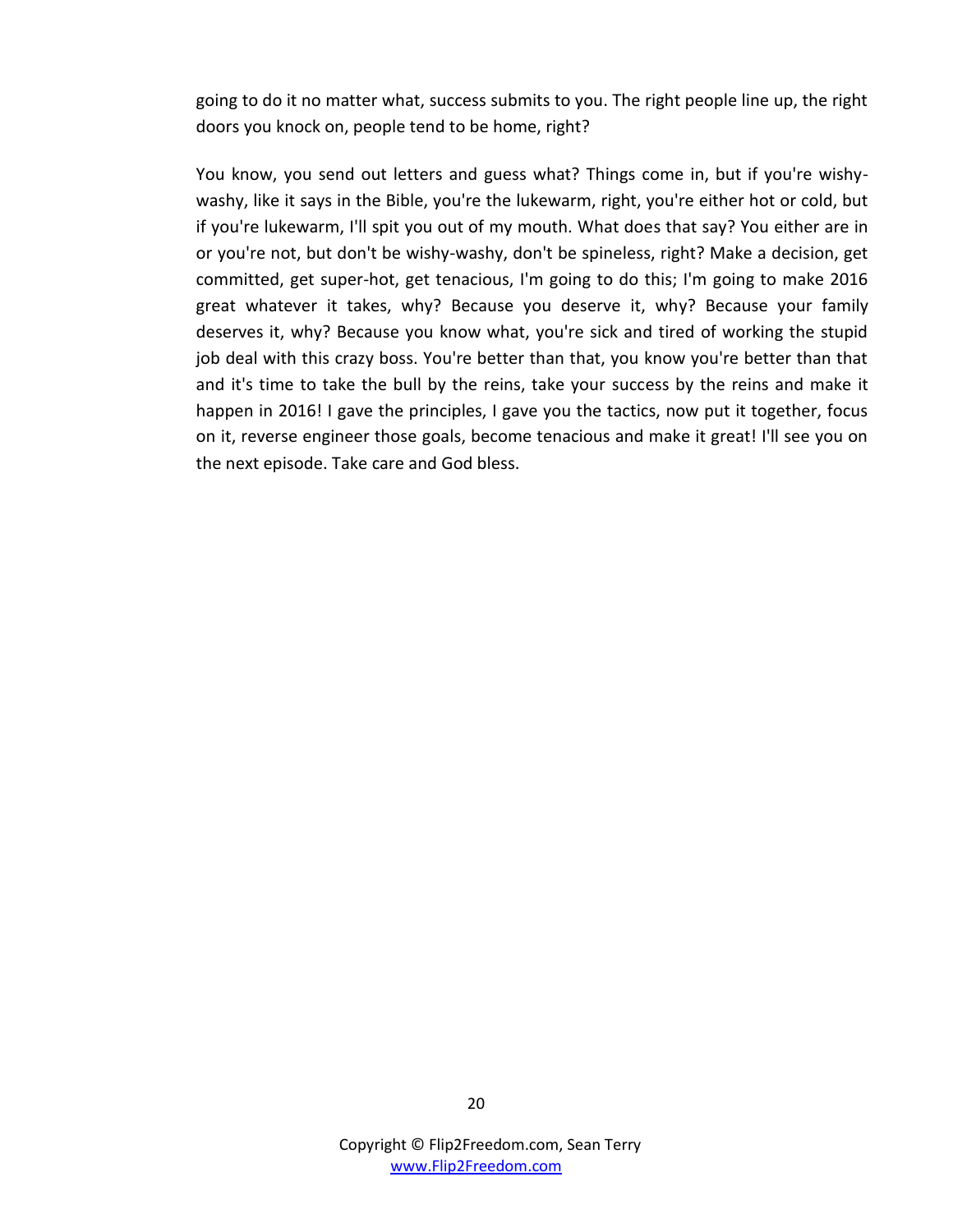going to do it no matter what, success submits to you. The right people line up, the right doors you knock on, people tend to be home, right?

You know, you send out letters and guess what? Things come in, but if you're wishy-washy, like it says in the Bible, you're the lukewarm, right, you're either hot or cold, but if you're lukewarm, I'll spit you out of my mouth. What does that say? You either are in or you're not, but don't be wishy-washy, don't be spineless, right? Make a decision, get committed, get super-hot, get tenacious, I'm going to do this; I'm going to make 2016 great whatever it takes, why? Because you deserve it, why? Because your family deserves it, why? Because you know what, you're sick and tired of working the stupid job deal with this crazy boss. You're better than that, you know you're better than that and it's time to take the bull by the reins, take your success by the reins and make it happen in 2016! I gave the principles, I gave you the tactics, now put it together, focus on it, reverse engineer those goals, become tenacious and make it great! I'll see you on the next episode. Take care and God bless.